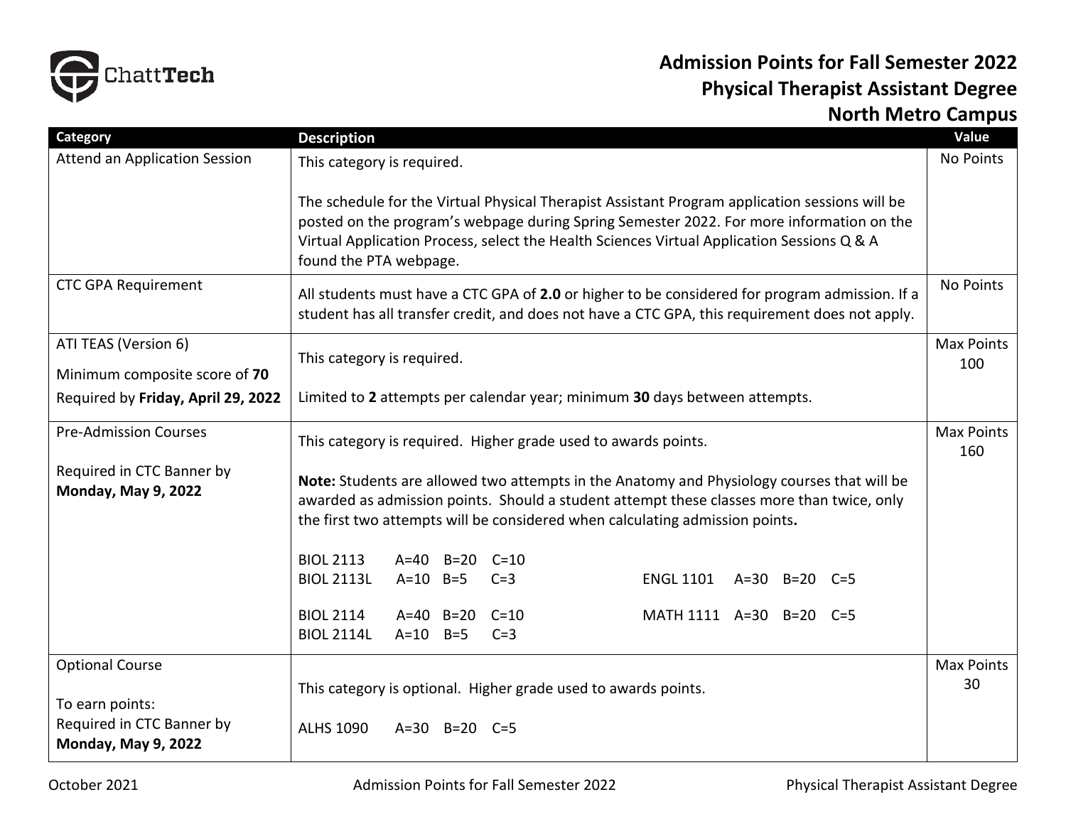# Admission Points for Fall Semester 2022
## Physical Therapist Assistant Degree
## North Metro Campus

| Category | Description | Value |
|---|---|---|
| Attend an Application Session | This category is required.<br><br>The schedule for the Virtual Physical Therapist Assistant Program application sessions will be posted on the program's webpage during Spring Semester 2022. For more information on the Virtual Application Process, select the Health Sciences Virtual Application Sessions Q & A found the PTA webpage. | No Points |
| CTC GPA Requirement | All students must have a CTC GPA of **2.0** or higher to be considered for program admission. If a student has all transfer credit, and does not have a CTC GPA, this requirement does not apply. | No Points |
| ATI TEAS (Version 6)<br>Minimum composite score of **70**<br>Required by **Friday, April 29, 2022** | This category is required.<br><br>Limited to **2** attempts per calendar year; minimum **30** days between attempts. | Max Points 100 |
| Pre-Admission Courses<br><br>Required in CTC Banner by **Monday, May 9, 2022** | This category is required. Higher grade used to awards points.<br><br>**Note:** Students are allowed two attempts in the Anatomy and Physiology courses that will be awarded as admission points. Should a student attempt these classes more than twice, only the first two attempts will be considered when calculating admission points**.**<br><br>BIOL 2113 A=40 B=20 C=10<br>BIOL 2113L A=10 B=5 C=3<br>ENGL 1101 A=30 B=20 C=5<br><br>BIOL 2114 A=40 B=20 C=10<br>BIOL 2114L A=10 B=5 C=3<br>MATH 1111 A=30 B=20 C=5 | Max Points 160 |
| Optional Course<br><br>To earn points:<br>Required in CTC Banner by **Monday, May 9, 2022** | This category is optional. Higher grade used to awards points.<br><br>ALHS 1090 A=30 B=20 C=5 | Max Points 30 |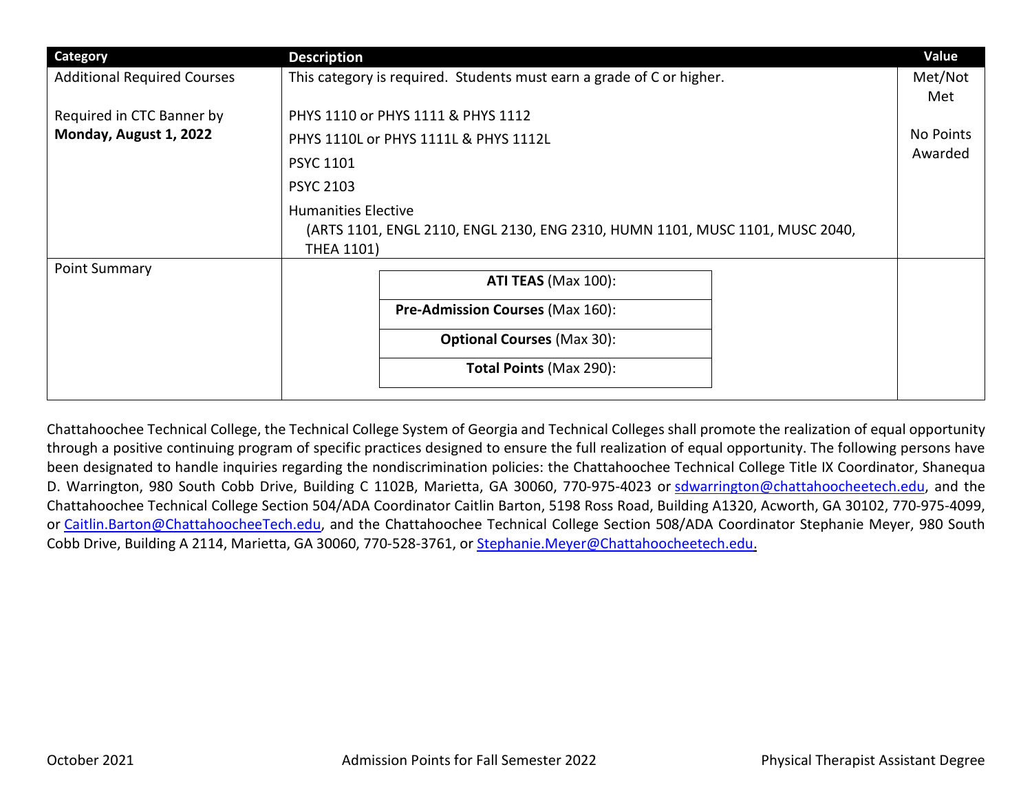| Category | Description | Value |
|---|---|---|
| Additional Required Courses<br><br>Required in CTC Banner by **Monday, August 1, 2022** | This category is required. Students must earn a grade of C or higher.<br><br>PHYS 1110 or PHYS 1111 & PHYS 1112<br>PHYS 1110L or PHYS 1111L & PHYS 1112L<br>PSYC 1101<br>PSYC 2103<br>Humanities Elective<br>(ARTS 1101, ENGL 2110, ENGL 2130, ENG 2310, HUMN 1101, MUSC 1101, MUSC 2040, THEA 1101) | Met/Not Met<br><br>No Points Awarded |
| Point Summary | **ATI TEAS** (Max 100):<br>**Pre-Admission Courses** (Max 160):<br>**Optional Courses** (Max 30):<br>**Total Points** (Max 290): | |

Chattahoochee Technical College, the Technical College System of Georgia and Technical Colleges shall promote the realization of equal opportunity through a positive continuing program of specific practices designed to ensure the full realization of equal opportunity. The following persons have been designated to handle inquiries regarding the nondiscrimination policies: the Chattahoochee Technical College Title IX Coordinator, Shanequa D. Warrington, 980 South Cobb Drive, Building C 1102B, Marietta, GA 30060, 770-975-4023 or sdwarrington@chattahoocheetech.edu, and the Chattahoochee Technical College Section 504/ADA Coordinator Caitlin Barton, 5198 Ross Road, Building A1320, Acworth, GA 30102, 770-975-4099, or Caitlin.Barton@ChattahoocheeTech.edu, and the Chattahoochee Technical College Section 508/ADA Coordinator Stephanie Meyer, 980 South Cobb Drive, Building A 2114, Marietta, GA 30060, 770-528-3761, or Stephanie.Meyer@Chattahoocheetech.edu.

October 2021 Admission Points for Fall Semester 2022 Physical Therapist Assistant Degree